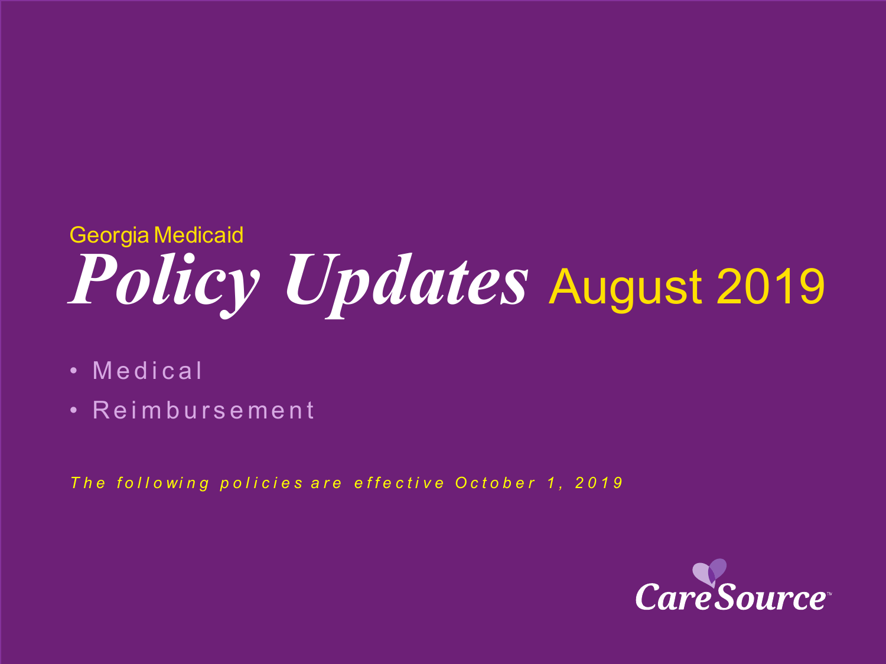Georgia Medicaid

# *Policy Updates* August 2019

- Medical
- Reimbursement

*The following policies are effective October 1, 2019*

CareSource™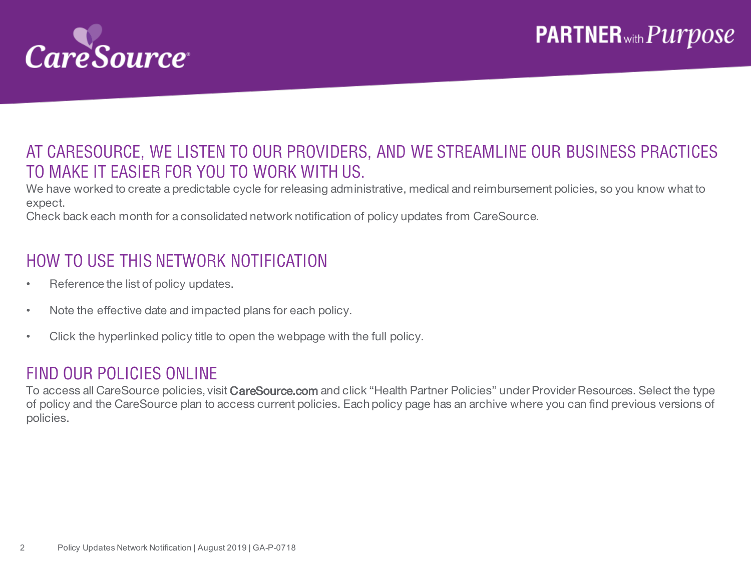## AT CARESOURCE, WE LISTEN TO OUR PROVIDERS, AND WE STREAMLINE OUR BUSINESS PRACTICES TO MAKE IT EASIER FOR YOU TO WORK WITH US.

We have worked to create a predictable cycle for releasing administrative, medical and reimbursement policies, so you know what to expect.

Check back each month for a consolidated network notification of policy updates from CareSource.

## HOW TO USE THIS NETWORK NOTIFICATION

- Reference the list of policy updates.
- Note the effective date and impacted plans for each policy.
- Click the hyperlinked policy title to open the webpage with the full policy.

## FIND OUR POLICIES ONLINE

To access all CareSource policies, visit CareSource.com and click "Health Partner Policies" under Provider Resources. Select the type of policy and the CareSource plan to access current policies. Each policy page has an archive where you can find previous versions of policies.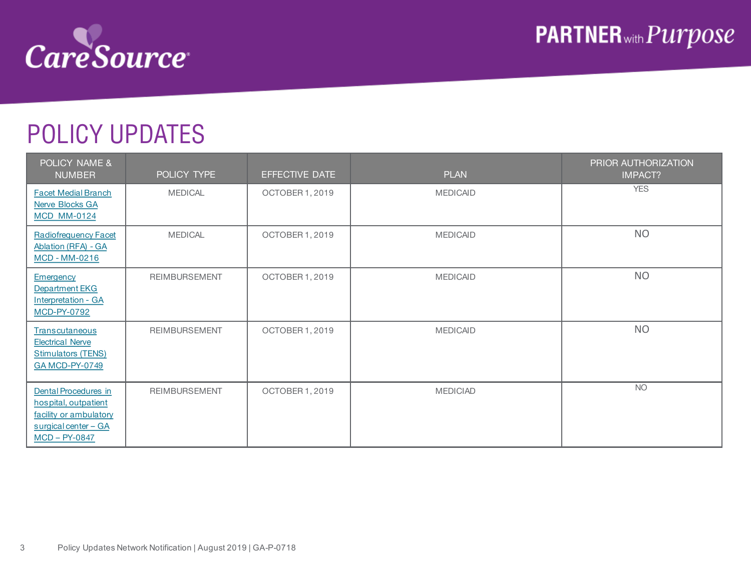CareSource

PARTNER with Purpose

# POLICY UPDATES

| POLICY NAME & NUMBER | POLICY TYPE | EFFECTIVE DATE | PLAN | PRIOR AUTHORIZATION IMPACT? |
| --- | --- | --- | --- | --- |
| Facet Medial Branch Nerve Blocks GA MCD MM-0124 | MEDICAL | OCTOBER 1, 2019 | MEDICAID | YES |
| Radiofrequency Facet Ablation (RFA) - GA MCD - MM-0216 | MEDICAL | OCTOBER 1, 2019 | MEDICAID | NO |
| Emergency Department EKG Interpretation - GA MCD-PY-0792 | REIMBURSEMENT | OCTOBER 1, 2019 | MEDICAID | NO |
| Transcutaneous Electrical Nerve Stimulators (TENS) GA MCD-PY-0749 | REIMBURSEMENT | OCTOBER 1, 2019 | MEDICAID | NO |
| Dental Procedures in hospital, outpatient facility or ambulatory surgical center – GA MCD – PY-0847 | REIMBURSEMENT | OCTOBER 1, 2019 | MEDICIAD | NO |

Policy Updates Network Notification | August 2019 | GA-P-0718